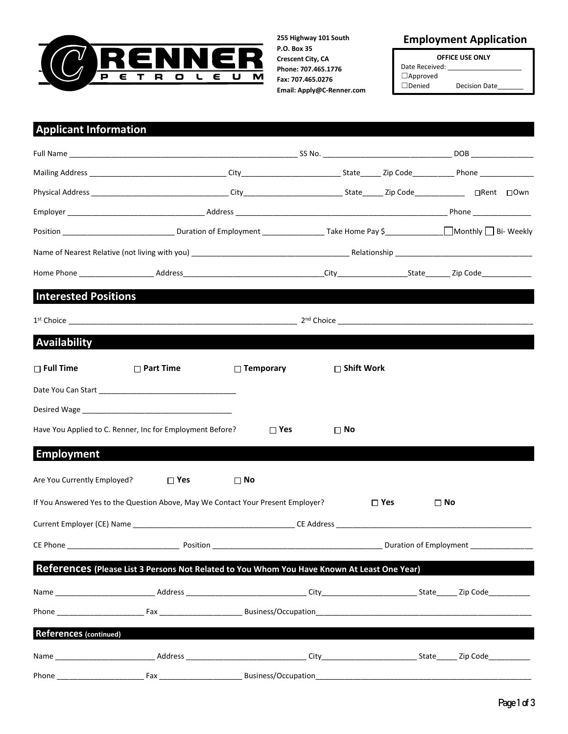**C RENNER PETROLEUM**

**255 Highway 101 South**
**P.O. Box 35**
**Crescent City, CA**
**Phone: 707.465.1776**
**Fax: 707.465.0276**
**Email: Apply@C-Renner.com**

# Employment Application

**OFFICE USE ONLY**
Date Received: ____________________
☐Approved
☐Denied Decision Date_______

## Applicant Information

Full Name ________________________________________________________ SS No. ________________________________ DOB _______________

Mailing Address _________________________________ City________________________ State_____ Zip Code__________ Phone _____________

Physical Address _________________________________ City________________________ State_____ Zip Code____________ ☐Rent ☐Own

Employer _________________________________ Address ____________________________________________________ Phone ______________

Position ___________________________ Duration of Employment _______________ Take Home Pay $______________ ☐Monthly ☐ Bi- Weekly

Name of Nearest Relative (not living with you) ______________________________________ Relationship _________________________________

Home Phone __________________ Address__________________________________City_________________State______ Zip Code____________

## Interested Positions

1st Choice ________________________________________________________ 2nd Choice ________________________________________________

## Availability

☐ **Full Time** ☐ **Part Time** ☐ **Temporary** ☐ **Shift Work**

Date You Can Start _________________________________

Desired Wage ____________________________________

Have You Applied to C. Renner, Inc for Employment Before? ☐ **Yes** ☐ **No**

## Employment

Are You Currently Employed? ☐ **Yes** ☐ **No**

If You Answered Yes to the Question Above, May We Contact Your Present Employer? ☐ **Yes** ☐ **No**

Current Employer (CE) Name ______________________________________ CE Address ________________________________________________

CE Phone ___________________________ Position ________________________________________ Duration of Employment _______________

## References (Please List 3 Persons Not Related to You Whom You Have Known At Least One Year)

Name ________________________ Address _____________________________ City_______________________ State_____ Zip Code__________

Phone _____________________ Fax ___________________ Business/Occupation_____________________________________________________

## References (continued)

Name ________________________ Address _____________________________ City_______________________ State_____ Zip Code__________

Phone _____________________ Fax ___________________ Business/Occupation_____________________________________________________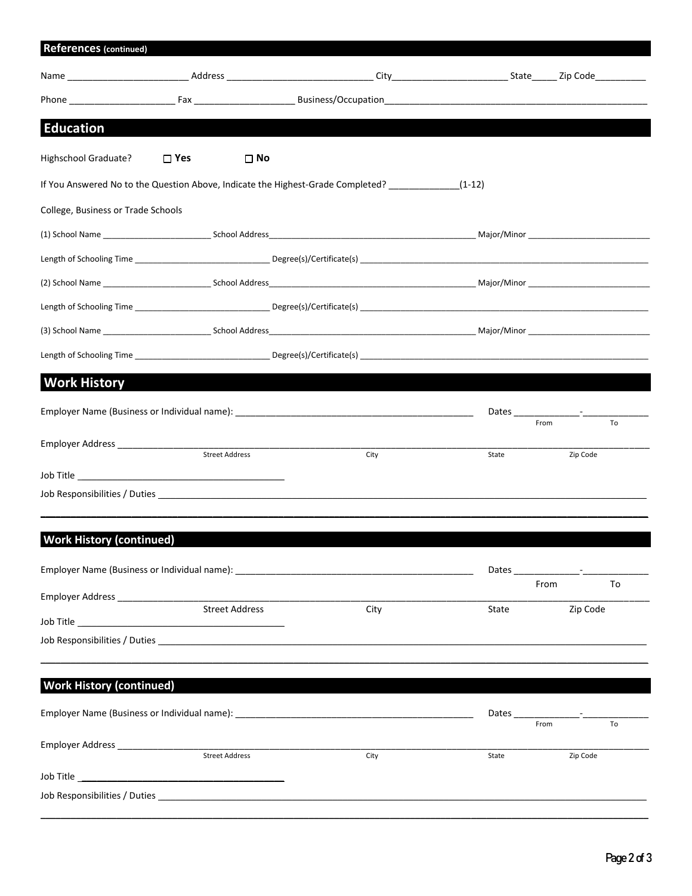## References (continued)

Name \_\_\_\_\_\_\_\_\_\_\_\_\_\_\_\_\_\_\_\_\_\_\_\_ Address \_\_\_\_\_\_\_\_\_\_\_\_\_\_\_\_\_\_\_\_\_\_\_\_\_\_\_\_ City\_\_\_\_\_\_\_\_\_\_\_\_\_\_\_\_\_\_\_\_\_\_\_ State\_\_\_\_\_ Zip Code\_\_\_\_\_\_\_\_\_\_

Phone \_\_\_\_\_\_\_\_\_\_\_\_\_\_\_\_\_\_\_\_ Fax \_\_\_\_\_\_\_\_\_\_\_\_\_\_\_\_\_\_\_ Business/Occupation\_\_\_\_\_\_\_\_\_\_\_\_\_\_\_\_\_\_\_\_\_\_\_\_\_\_\_\_\_\_\_\_\_\_\_\_\_\_\_\_\_\_\_\_\_\_\_\_\_\_\_\_

## Education

Highschool Graduate? ☐ **Yes** ☐ **No**

If You Answered No to the Question Above, Indicate the Highest-Grade Completed? \_\_\_\_\_\_\_\_\_\_\_\_\_\_(1-12)

College, Business or Trade Schools

(1) School Name \_\_\_\_\_\_\_\_\_\_\_\_\_\_\_\_\_\_\_\_\_\_\_\_ School Address\_\_\_\_\_\_\_\_\_\_\_\_\_\_\_\_\_\_\_\_\_\_\_\_\_\_\_\_\_\_\_\_\_\_\_\_\_\_\_\_\_\_\_\_\_ Major/Minor \_\_\_\_\_\_\_\_\_\_\_\_\_\_\_\_\_\_\_\_\_\_\_\_\_\_

Length of Schooling Time \_\_\_\_\_\_\_\_\_\_\_\_\_\_\_\_\_\_\_\_\_\_\_\_\_\_\_\_\_\_ Degree(s)/Certificate(s) \_\_\_\_\_\_\_\_\_\_\_\_\_\_\_\_\_\_\_\_\_\_\_\_\_\_\_\_\_\_\_\_\_\_\_\_\_\_\_\_\_\_\_\_\_\_\_\_\_\_\_\_\_\_\_\_\_\_\_\_\_\_\_\_

(2) School Name \_\_\_\_\_\_\_\_\_\_\_\_\_\_\_\_\_\_\_\_\_\_\_\_ School Address\_\_\_\_\_\_\_\_\_\_\_\_\_\_\_\_\_\_\_\_\_\_\_\_\_\_\_\_\_\_\_\_\_\_\_\_\_\_\_\_\_\_\_\_\_ Major/Minor \_\_\_\_\_\_\_\_\_\_\_\_\_\_\_\_\_\_\_\_\_\_\_\_\_\_

Length of Schooling Time \_\_\_\_\_\_\_\_\_\_\_\_\_\_\_\_\_\_\_\_\_\_\_\_\_\_\_\_\_\_ Degree(s)/Certificate(s) \_\_\_\_\_\_\_\_\_\_\_\_\_\_\_\_\_\_\_\_\_\_\_\_\_\_\_\_\_\_\_\_\_\_\_\_\_\_\_\_\_\_\_\_\_\_\_\_\_\_\_\_\_\_\_\_\_\_\_\_\_\_\_\_

(3) School Name \_\_\_\_\_\_\_\_\_\_\_\_\_\_\_\_\_\_\_\_\_\_\_\_ School Address\_\_\_\_\_\_\_\_\_\_\_\_\_\_\_\_\_\_\_\_\_\_\_\_\_\_\_\_\_\_\_\_\_\_\_\_\_\_\_\_\_\_\_\_\_ Major/Minor \_\_\_\_\_\_\_\_\_\_\_\_\_\_\_\_\_\_\_\_\_\_\_\_\_\_

Length of Schooling Time \_\_\_\_\_\_\_\_\_\_\_\_\_\_\_\_\_\_\_\_\_\_\_\_\_\_\_\_\_\_ Degree(s)/Certificate(s) \_\_\_\_\_\_\_\_\_\_\_\_\_\_\_\_\_\_\_\_\_\_\_\_\_\_\_\_\_\_\_\_\_\_\_\_\_\_\_\_\_\_\_\_\_\_\_\_\_\_\_\_\_\_\_\_\_\_\_\_\_\_\_\_

## Work History

Employer Name (Business or Individual name): \_\_\_\_\_\_\_\_\_\_\_\_\_\_\_\_\_\_\_\_\_\_\_\_\_\_\_\_\_\_\_\_\_\_\_\_\_\_\_\_\_\_\_\_\_\_\_\_ Dates \_\_\_\_\_\_\_\_\_\_\_\_\_-\_\_\_\_\_\_\_\_\_\_\_\_\_
From To

Employer Address \_\_\_\_\_\_\_\_\_\_\_\_\_\_\_\_\_\_\_\_\_\_\_\_\_\_\_\_\_\_\_\_\_\_\_\_\_\_\_\_\_\_\_\_\_\_\_\_\_\_\_\_\_\_\_\_\_\_\_\_\_\_\_\_\_\_\_\_\_\_\_\_\_\_\_\_\_\_\_\_\_\_\_\_\_\_\_\_\_\_\_\_\_\_
Street Address City State Zip Code

Job Title \_\_\_\_\_\_\_\_\_\_\_\_\_\_\_\_\_\_\_\_\_\_\_\_\_\_\_\_\_\_\_\_\_\_\_\_\_\_\_\_\_\_

Job Responsibilities / Duties \_\_\_\_\_\_\_\_\_\_\_\_\_\_\_\_\_\_\_\_\_\_\_\_\_\_\_\_\_\_\_\_\_\_\_\_\_\_\_\_\_\_\_\_\_\_\_\_\_\_\_\_\_\_\_\_\_\_\_\_\_\_\_\_\_\_\_\_\_\_\_\_\_\_\_\_\_\_\_\_\_\_\_\_\_\_\_\_\_\_

## Work History (continued)

Employer Name (Business or Individual name): \_\_\_\_\_\_\_\_\_\_\_\_\_\_\_\_\_\_\_\_\_\_\_\_\_\_\_\_\_\_\_\_\_\_\_\_\_\_\_\_\_\_\_\_\_\_\_\_ Dates \_\_\_\_\_\_\_\_\_\_\_\_\_-\_\_\_\_\_\_\_\_\_\_\_\_\_
From To

Employer Address \_\_\_\_\_\_\_\_\_\_\_\_\_\_\_\_\_\_\_\_\_\_\_\_\_\_\_\_\_\_\_\_\_\_\_\_\_\_\_\_\_\_\_\_\_\_\_\_\_\_\_\_\_\_\_\_\_\_\_\_\_\_\_\_\_\_\_\_\_\_\_\_\_\_\_\_\_\_\_\_\_\_\_\_\_\_\_\_\_\_\_\_\_\_
Street Address City State Zip Code

Job Title \_\_\_\_\_\_\_\_\_\_\_\_\_\_\_\_\_\_\_\_\_\_\_\_\_\_\_\_\_\_\_\_\_\_\_\_\_\_\_\_\_\_

Job Responsibilities / Duties \_\_\_\_\_\_\_\_\_\_\_\_\_\_\_\_\_\_\_\_\_\_\_\_\_\_\_\_\_\_\_\_\_\_\_\_\_\_\_\_\_\_\_\_\_\_\_\_\_\_\_\_\_\_\_\_\_\_\_\_\_\_\_\_\_\_\_\_\_\_\_\_\_\_\_\_\_\_\_\_\_\_\_\_\_\_\_\_\_\_

## Work History (continued)

Employer Name (Business or Individual name): \_\_\_\_\_\_\_\_\_\_\_\_\_\_\_\_\_\_\_\_\_\_\_\_\_\_\_\_\_\_\_\_\_\_\_\_\_\_\_\_\_\_\_\_\_\_\_\_ Dates \_\_\_\_\_\_\_\_\_\_\_\_\_-\_\_\_\_\_\_\_\_\_\_\_\_\_
From To

Employer Address \_\_\_\_\_\_\_\_\_\_\_\_\_\_\_\_\_\_\_\_\_\_\_\_\_\_\_\_\_\_\_\_\_\_\_\_\_\_\_\_\_\_\_\_\_\_\_\_\_\_\_\_\_\_\_\_\_\_\_\_\_\_\_\_\_\_\_\_\_\_\_\_\_\_\_\_\_\_\_\_\_\_\_\_\_\_\_\_\_\_\_\_\_\_
Street Address City State Zip Code

Job Title \_\_\_\_\_\_\_\_\_\_\_\_\_\_\_\_\_\_\_\_\_\_\_\_\_\_\_\_\_\_\_\_\_\_\_\_\_\_\_\_\_\_

Job Responsibilities / Duties \_\_\_\_\_\_\_\_\_\_\_\_\_\_\_\_\_\_\_\_\_\_\_\_\_\_\_\_\_\_\_\_\_\_\_\_\_\_\_\_\_\_\_\_\_\_\_\_\_\_\_\_\_\_\_\_\_\_\_\_\_\_\_\_\_\_\_\_\_\_\_\_\_\_\_\_\_\_\_\_\_\_\_\_\_\_\_\_\_\_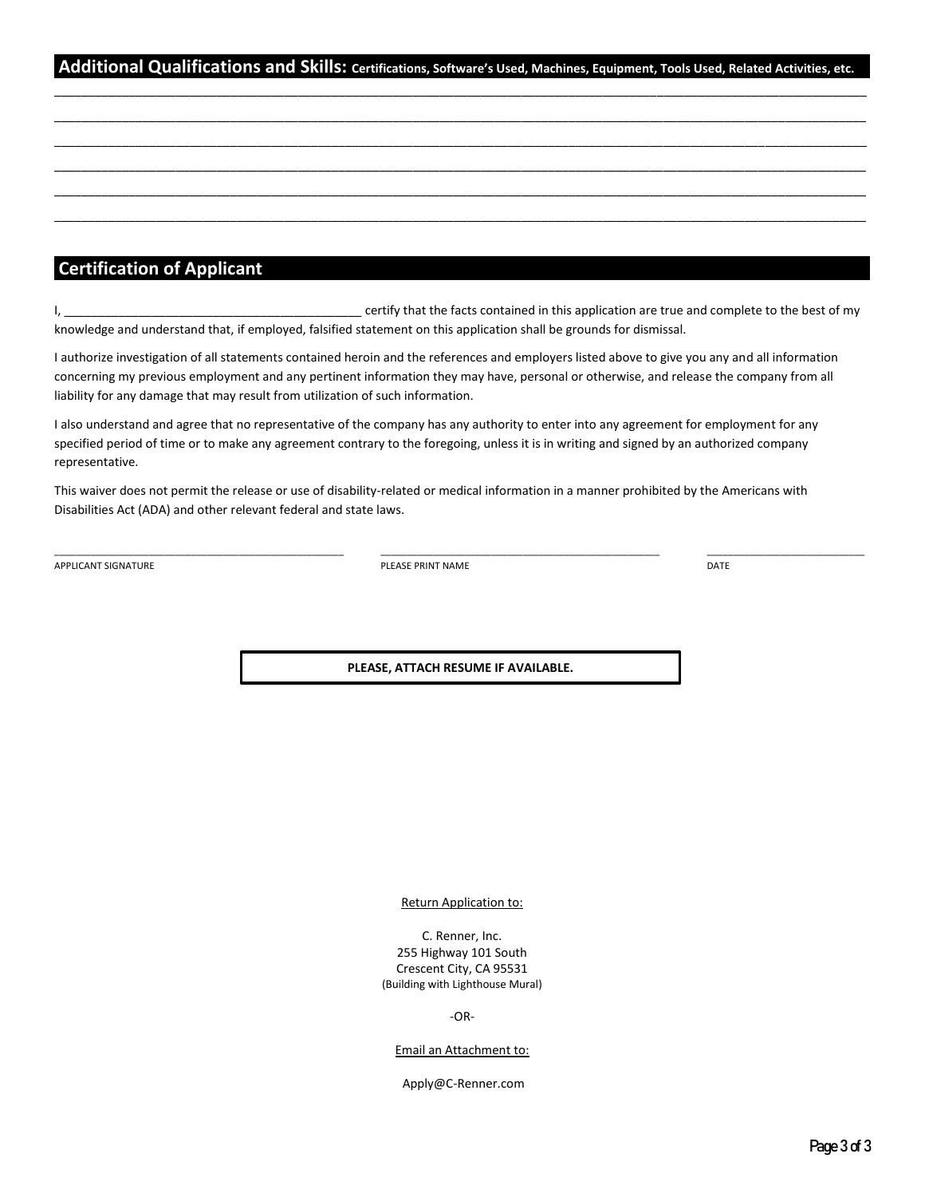## Additional Qualifications and Skills: Certifications, Software's Used, Machines, Equipment, Tools Used, Related Activities, etc.

____________________________________________________________________________________________________

____________________________________________________________________________________________________

____________________________________________________________________________________________________

____________________________________________________________________________________________________

____________________________________________________________________________________________________

____________________________________________________________________________________________________

## Certification of Applicant

I, ___________________________________________ certify that the facts contained in this application are true and complete to the best of my knowledge and understand that, if employed, falsified statement on this application shall be grounds for dismissal.

I authorize investigation of all statements contained heroin and the references and employers listed above to give you any and all information concerning my previous employment and any pertinent information they may have, personal or otherwise, and release the company from all liability for any damage that may result from utilization of such information.

I also understand and agree that no representative of the company has any authority to enter into any agreement for employment for any specified period of time or to make any agreement contrary to the foregoing, unless it is in writing and signed by an authorized company representative.

This waiver does not permit the release or use of disability-related or medical information in a manner prohibited by the Americans with Disabilities Act (ADA) and other relevant federal and state laws.

| | | |
|---|---|---|
| ______________________________ | ______________________________ | ____________________ |
| APPLICANT SIGNATURE | PLEASE PRINT NAME | DATE |

**PLEASE, ATTACH RESUME IF AVAILABLE.**

Return Application to:

C. Renner, Inc.
255 Highway 101 South
Crescent City, CA 95531
(Building with Lighthouse Mural)

-OR-

Email an Attachment to:

Apply@C-Renner.com